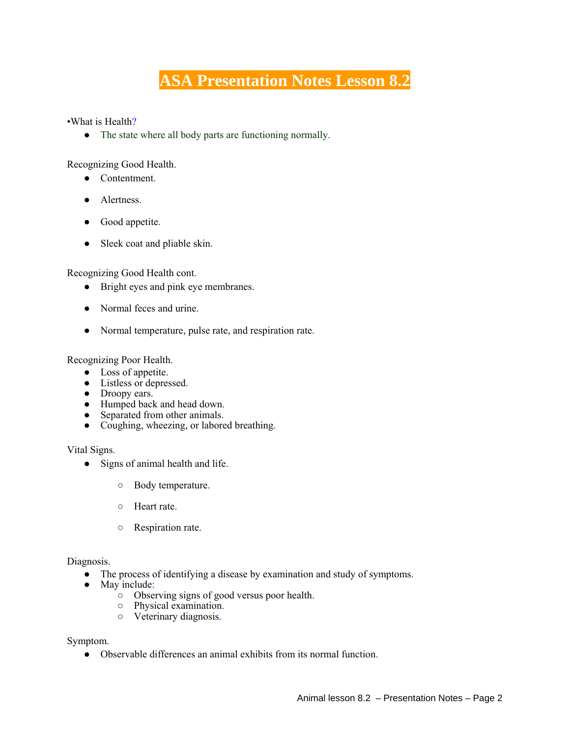# ASA Presentation Notes Lesson 8.2

•What is Health?

- The state where all body parts are functioning normally.

Recognizing Good Health.

- Contentment.
- Alertness.
- Good appetite.
- Sleek coat and pliable skin.

Recognizing Good Health cont.

- Bright eyes and pink eye membranes.
- Normal feces and urine.
- Normal temperature, pulse rate, and respiration rate.

Recognizing Poor Health.

- Loss of appetite.
- Listless or depressed.
- Droopy ears.
- Humped back and head down.
- Separated from other animals.
- Coughing, wheezing, or labored breathing.

Vital Signs.

- Signs of animal health and life.
    - Body temperature.
    - Heart rate.
    - Respiration rate.

Diagnosis.

- The process of identifying a disease by examination and study of symptoms.
- May include:
    - Observing signs of good versus poor health.
    - Physical examination.
    - Veterinary diagnosis.

Symptom.

- Observable differences an animal exhibits from its normal function.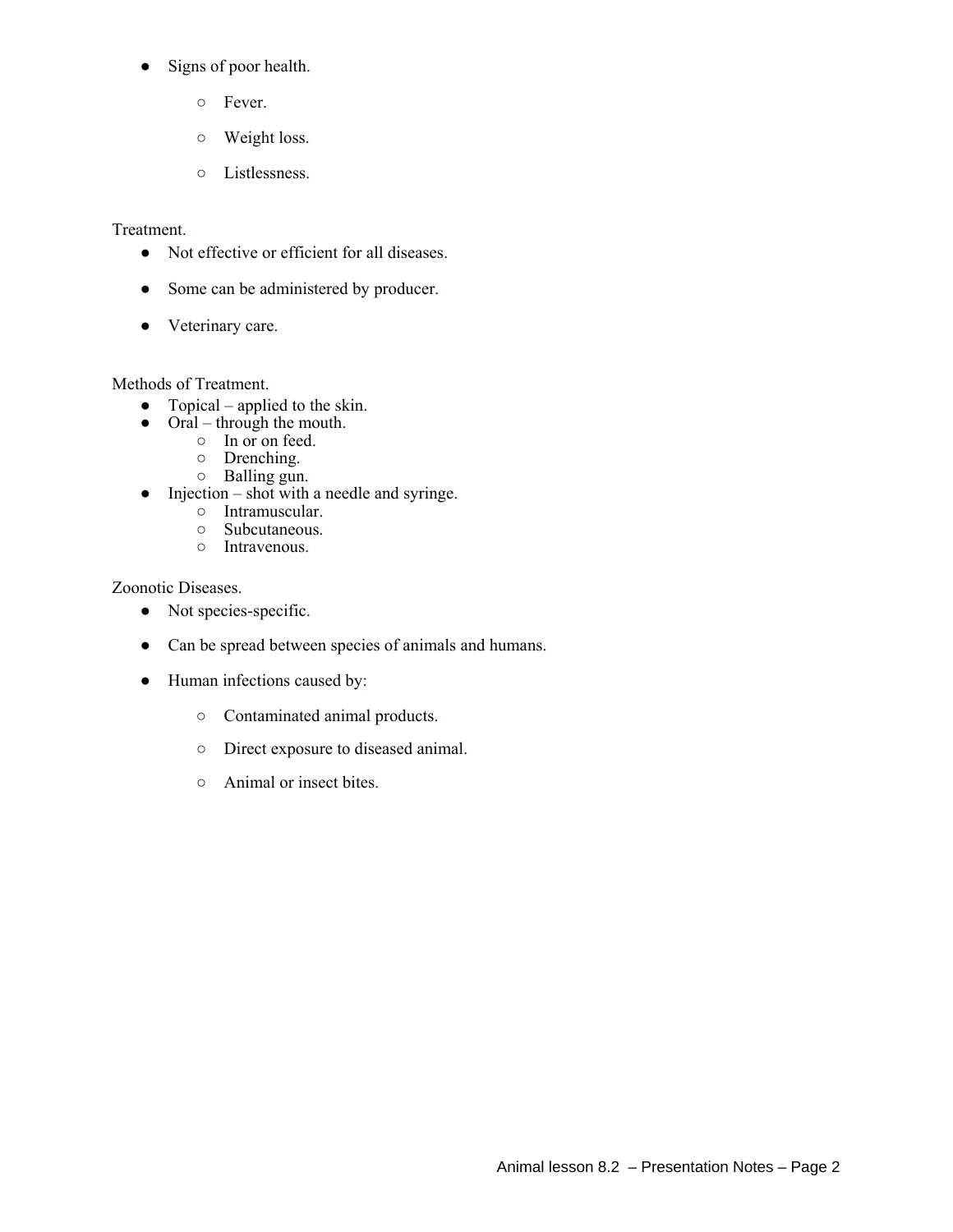- Signs of poor health.
  - Fever.
  - Weight loss.
  - Listlessness.

Treatment.

- Not effective or efficient for all diseases.
- Some can be administered by producer.
- Veterinary care.

Methods of Treatment.

- Topical – applied to the skin.
- Oral – through the mouth.
  - In or on feed.
  - Drenching.
  - Balling gun.
- Injection – shot with a needle and syringe.
  - Intramuscular.
  - Subcutaneous.
  - Intravenous.

Zoonotic Diseases.

- Not species-specific.
- Can be spread between species of animals and humans.
- Human infections caused by:
  - Contaminated animal products.
  - Direct exposure to diseased animal.
  - Animal or insect bites.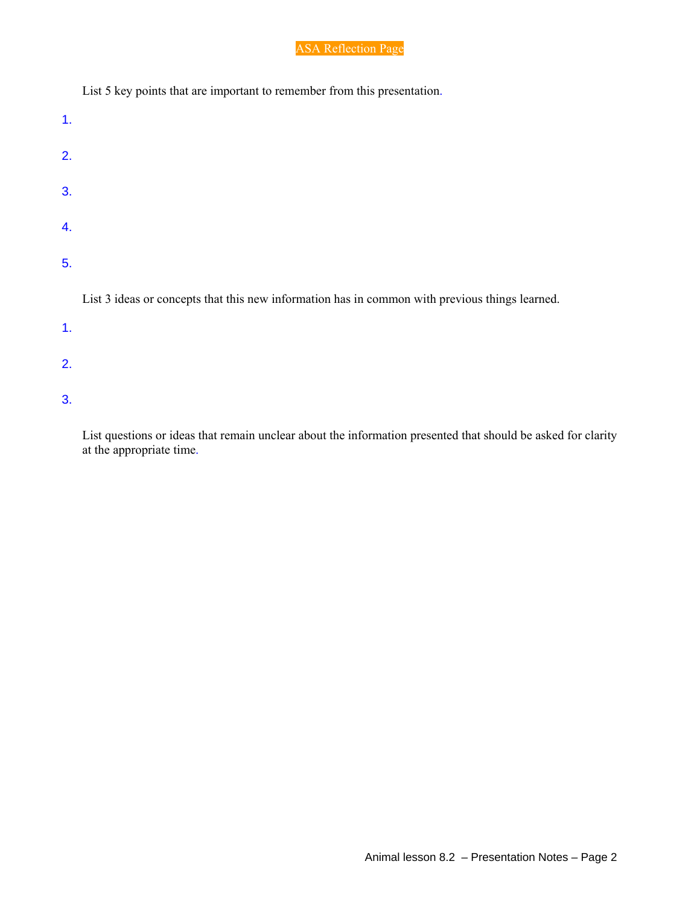## ASA Reflection Page

List 5 key points that are important to remember from this presentation.

1.

2.

3.

4.

5.

List 3 ideas or concepts that this new information has in common with previous things learned.

1.

2.

3.

List questions or ideas that remain unclear about the information presented that should be asked for clarity at the appropriate time.